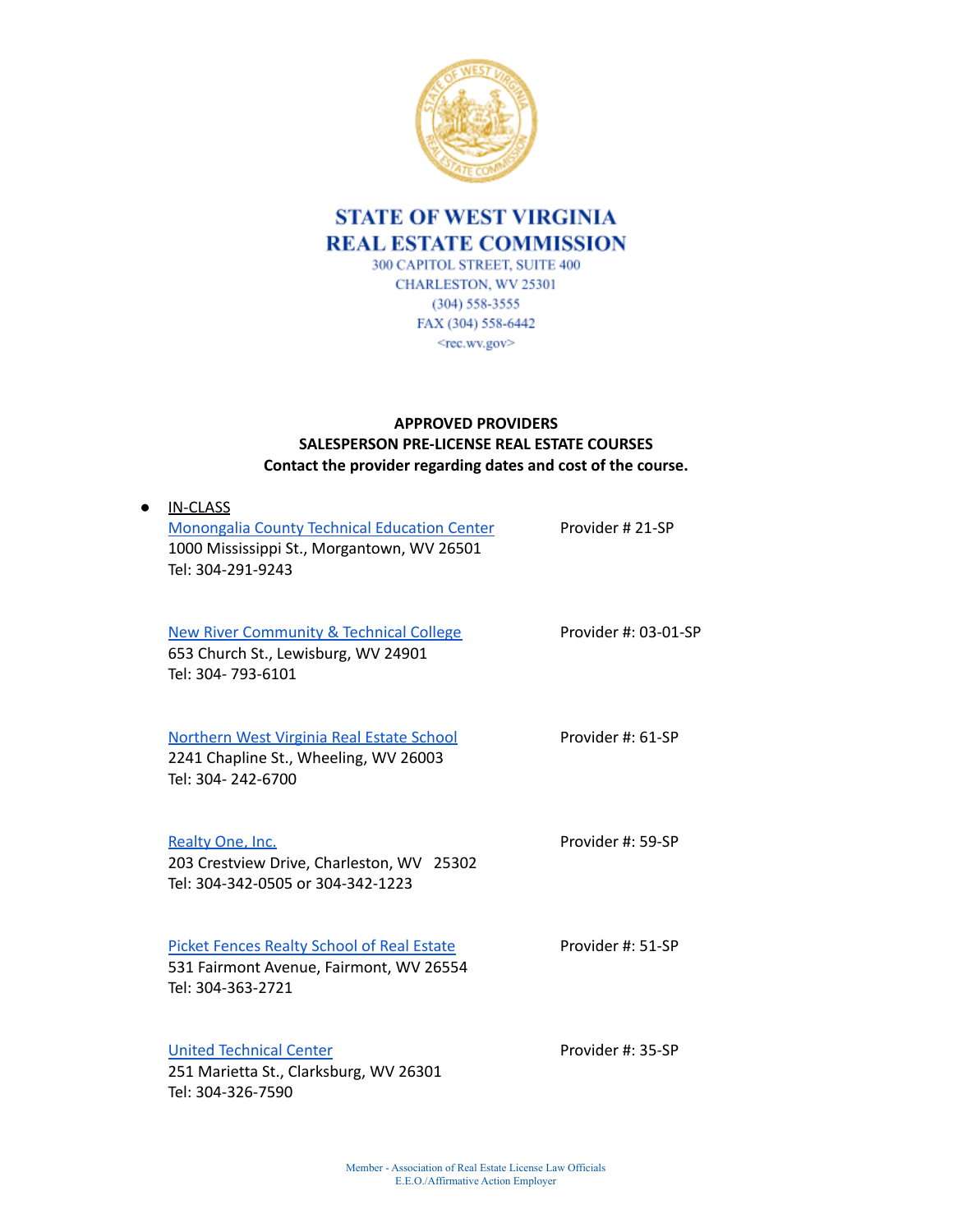# STATE OF WEST VIRGINIA
# REAL ESTATE COMMISSION

300 CAPITOL STREET, SUITE 400
CHARLESTON, WV 25301
(304) 558-3555
FAX (304) 558-6442
<rec.wv.gov>

**APPROVED PROVIDERS**
**SALESPERSON PRE-LICENSE REAL ESTATE COURSES**
**Contact the provider regarding dates and cost of the course.**

- IN-CLASS

  Monongalia County Technical Education Center — Provider # 21-SP
  1000 Mississippi St., Morgantown, WV 26501
  Tel: 304-291-9243

  New River Community & Technical College — Provider #: 03-01-SP
  653 Church St., Lewisburg, WV 24901
  Tel: 304- 793-6101

  Northern West Virginia Real Estate School — Provider #: 61-SP
  2241 Chapline St., Wheeling, WV 26003
  Tel: 304- 242-6700

  Realty One, Inc. — Provider #: 59-SP
  203 Crestview Drive, Charleston, WV 25302
  Tel: 304-342-0505 or 304-342-1223

  Picket Fences Realty School of Real Estate — Provider #: 51-SP
  531 Fairmont Avenue, Fairmont, WV 26554
  Tel: 304-363-2721

  United Technical Center — Provider #: 35-SP
  251 Marietta St., Clarksburg, WV 26301
  Tel: 304-326-7590

Member - Association of Real Estate License Law Officials
E.E.O./Affirmative Action Employer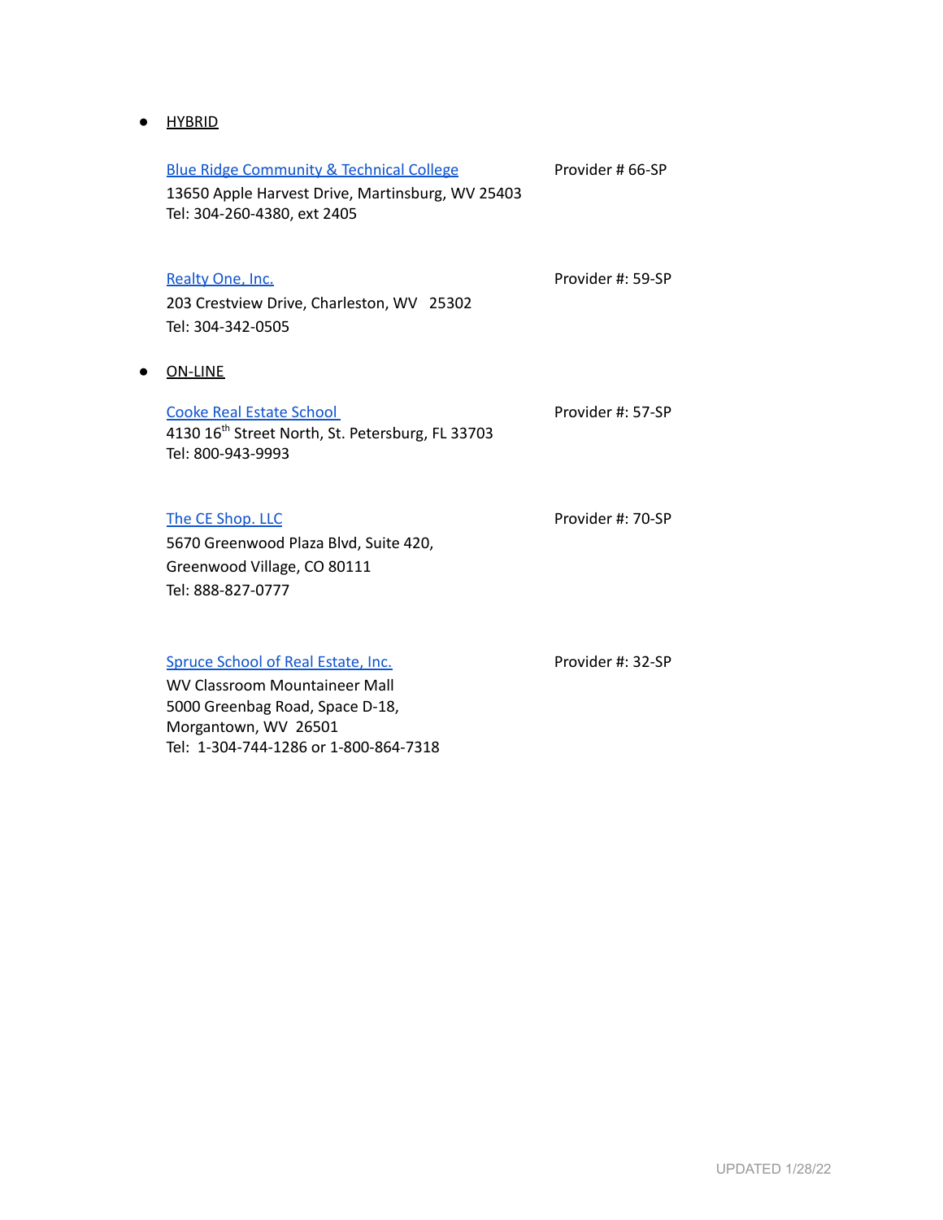- HYBRID

  Blue Ridge Community & Technical College — Provider # 66-SP
  13650 Apple Harvest Drive, Martinsburg, WV 25403
  Tel: 304-260-4380, ext 2405

  Realty One, Inc. — Provider #: 59-SP
  203 Crestview Drive, Charleston, WV 25302
  Tel: 304-342-0505

- ON-LINE

  Cooke Real Estate School — Provider #: 57-SP
  4130 16th Street North, St. Petersburg, FL 33703
  Tel: 800-943-9993

  The CE Shop. LLC — Provider #: 70-SP
  5670 Greenwood Plaza Blvd, Suite 420,
  Greenwood Village, CO 80111
  Tel: 888-827-0777

  Spruce School of Real Estate, Inc. — Provider #: 32-SP
  WV Classroom Mountaineer Mall
  5000 Greenbag Road, Space D-18,
  Morgantown, WV 26501
  Tel: 1-304-744-1286 or 1-800-864-7318

UPDATED 1/28/22